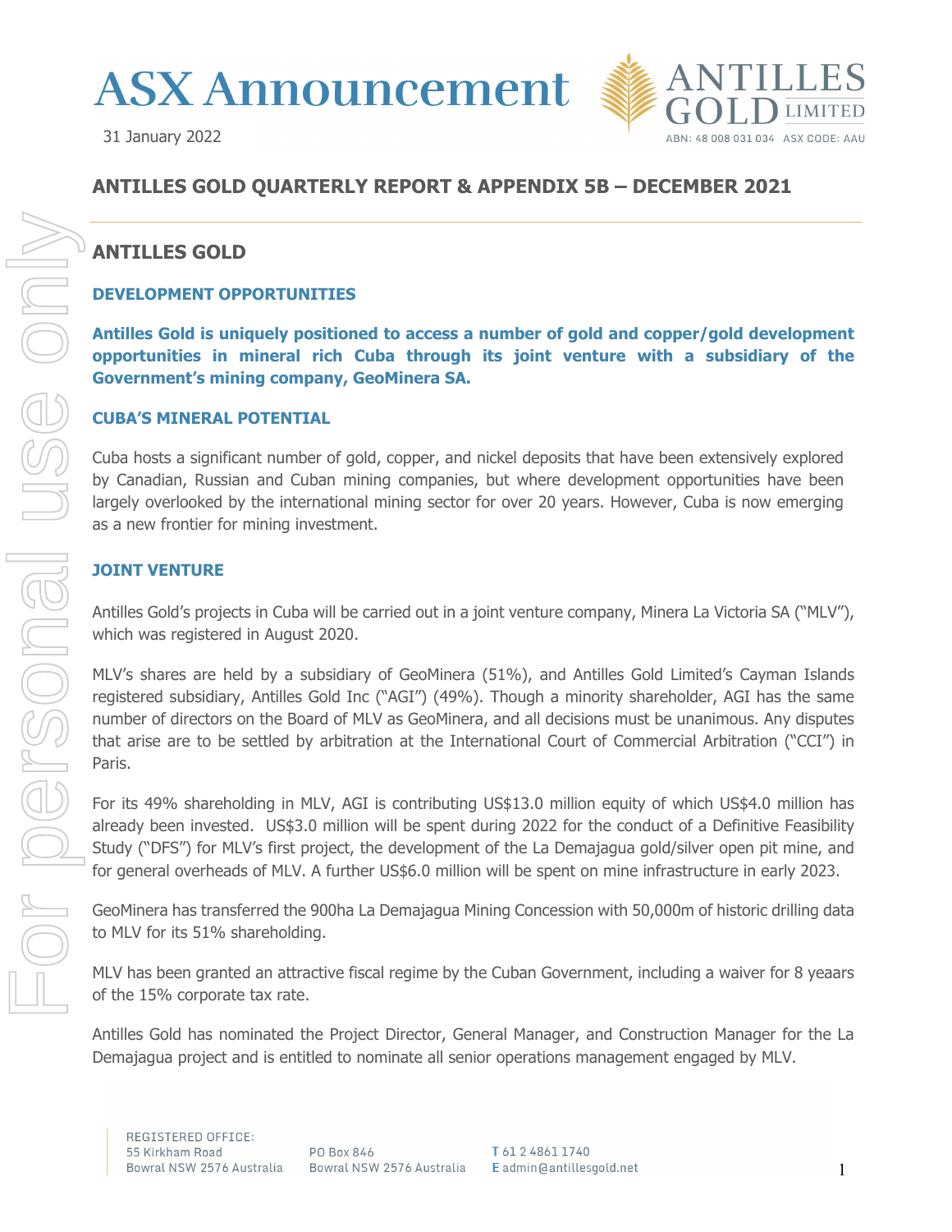# ASX Announcement

31 January 2022

ANTILLES GOLD LIMITED
ABN: 48 008 031 034 ASX CODE: AAU

## ANTILLES GOLD QUARTERLY REPORT & APPENDIX 5B – DECEMBER 2021

## ANTILLES GOLD

### DEVELOPMENT OPPORTUNITIES

**Antilles Gold is uniquely positioned to access a number of gold and copper/gold development opportunities in mineral rich Cuba through its joint venture with a subsidiary of the Government's mining company, GeoMinera SA.**

### CUBA'S MINERAL POTENTIAL

Cuba hosts a significant number of gold, copper, and nickel deposits that have been extensively explored by Canadian, Russian and Cuban mining companies, but where development opportunities have been largely overlooked by the international mining sector for over 20 years. However, Cuba is now emerging as a new frontier for mining investment.

### JOINT VENTURE

Antilles Gold's projects in Cuba will be carried out in a joint venture company, Minera La Victoria SA ("MLV"), which was registered in August 2020.

MLV's shares are held by a subsidiary of GeoMinera (51%), and Antilles Gold Limited's Cayman Islands registered subsidiary, Antilles Gold Inc ("AGI") (49%). Though a minority shareholder, AGI has the same number of directors on the Board of MLV as GeoMinera, and all decisions must be unanimous. Any disputes that arise are to be settled by arbitration at the International Court of Commercial Arbitration ("CCI") in Paris.

For its 49% shareholding in MLV, AGI is contributing US$13.0 million equity of which US$4.0 million has already been invested. US$3.0 million will be spent during 2022 for the conduct of a Definitive Feasibility Study ("DFS") for MLV's first project, the development of the La Demajagua gold/silver open pit mine, and for general overheads of MLV. A further US$6.0 million will be spent on mine infrastructure in early 2023.

GeoMinera has transferred the 900ha La Demajagua Mining Concession with 50,000m of historic drilling data to MLV for its 51% shareholding.

MLV has been granted an attractive fiscal regime by the Cuban Government, including a waiver for 8 yeaars of the 15% corporate tax rate.

Antilles Gold has nominated the Project Director, General Manager, and Construction Manager for the La Demajagua project and is entitled to nominate all senior operations management engaged by MLV.

REGISTERED OFFICE:
55 Kirkham Road
Bowral NSW 2576 Australia

PO Box 846
Bowral NSW 2576 Australia

T 61 2 4861 1740
E admin@antillesgold.net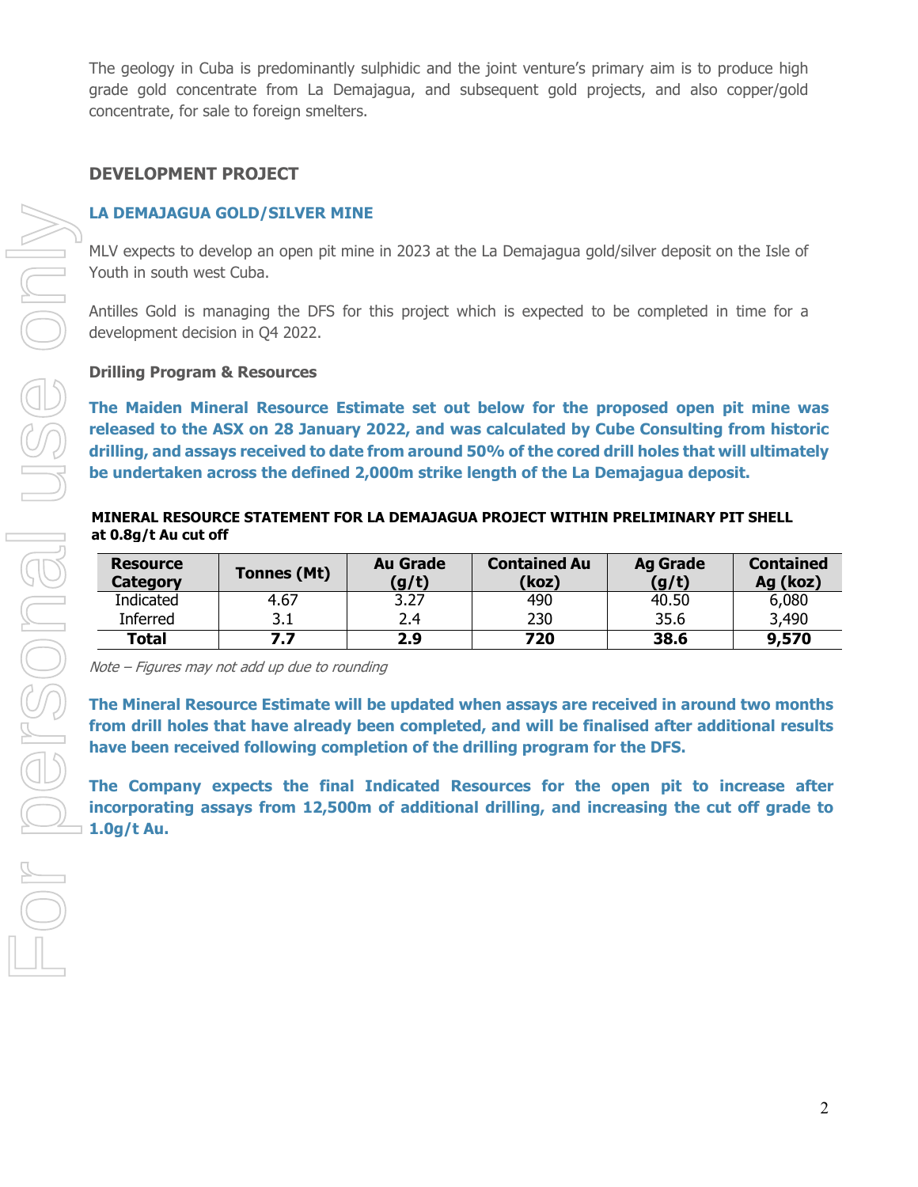The geology in Cuba is predominantly sulphidic and the joint venture's primary aim is to produce high grade gold concentrate from La Demajagua, and subsequent gold projects, and also copper/gold concentrate, for sale to foreign smelters.

## DEVELOPMENT PROJECT

### LA DEMAJAGUA GOLD/SILVER MINE

MLV expects to develop an open pit mine in 2023 at the La Demajagua gold/silver deposit on the Isle of Youth in south west Cuba.

Antilles Gold is managing the DFS for this project which is expected to be completed in time for a development decision in Q4 2022.

#### Drilling Program & Resources

**The Maiden Mineral Resource Estimate set out below for the proposed open pit mine was released to the ASX on 28 January 2022, and was calculated by Cube Consulting from historic drilling, and assays received to date from around 50% of the cored drill holes that will ultimately be undertaken across the defined 2,000m strike length of the La Demajagua deposit.**

**MINERAL RESOURCE STATEMENT FOR LA DEMAJAGUA PROJECT WITHIN PRELIMINARY PIT SHELL at 0.8g/t Au cut off**

| Resource Category | Tonnes (Mt) | Au Grade (g/t) | Contained Au (koz) | Ag Grade (g/t) | Contained Ag (koz) |
|---|---|---|---|---|---|
| Indicated | 4.67 | 3.27 | 490 | 40.50 | 6,080 |
| Inferred | 3.1 | 2.4 | 230 | 35.6 | 3,490 |
| **Total** | **7.7** | **2.9** | **720** | **38.6** | **9,570** |

*Note – Figures may not add up due to rounding*

**The Mineral Resource Estimate will be updated when assays are received in around two months from drill holes that have already been completed, and will be finalised after additional results have been received following completion of the drilling program for the DFS.**

**The Company expects the final Indicated Resources for the open pit to increase after incorporating assays from 12,500m of additional drilling, and increasing the cut off grade to 1.0g/t Au.**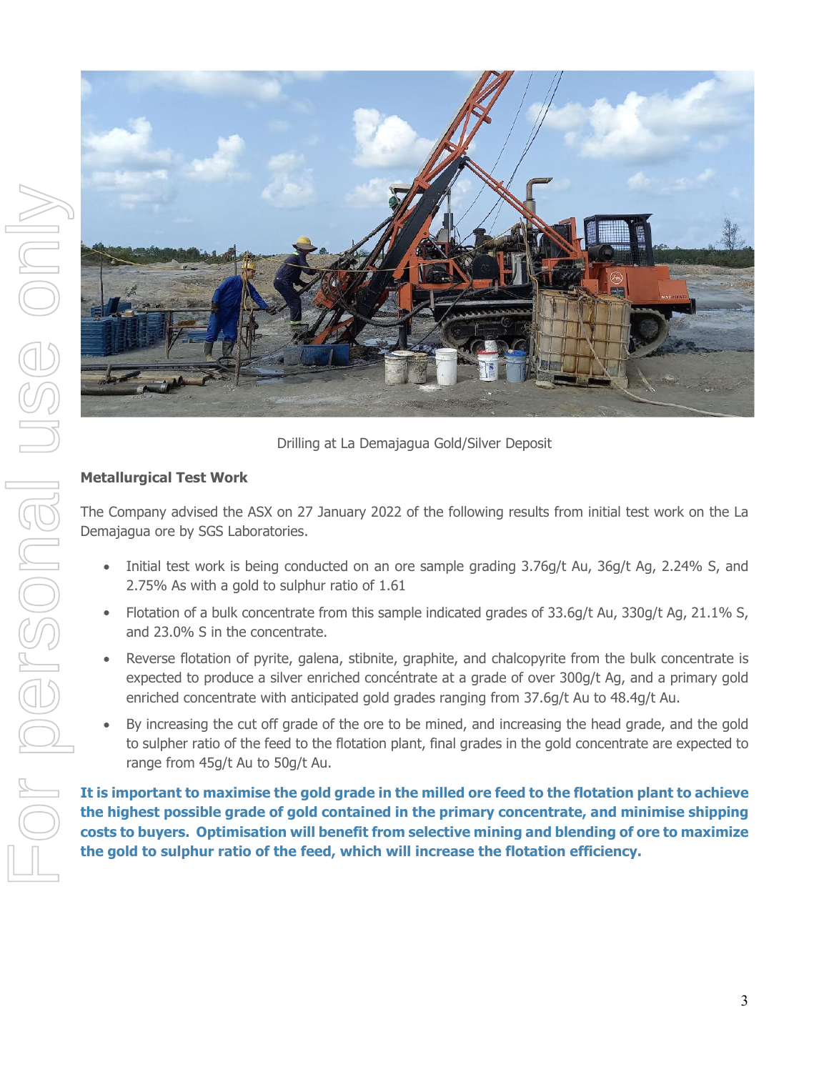Drilling at La Demajagua Gold/Silver Deposit

**Metallurgical Test Work**

The Company advised the ASX on 27 January 2022 of the following results from initial test work on the La Demajagua ore by SGS Laboratories.

- Initial test work is being conducted on an ore sample grading 3.76g/t Au, 36g/t Ag, 2.24% S, and 2.75% As with a gold to sulphur ratio of 1.61
- Flotation of a bulk concentrate from this sample indicated grades of 33.6g/t Au, 330g/t Ag, 21.1% S, and 23.0% S in the concentrate.
- Reverse flotation of pyrite, galena, stibnite, graphite, and chalcopyrite from the bulk concentrate is expected to produce a silver enriched concéntrate at a grade of over 300g/t Ag, and a primary gold enriched concentrate with anticipated gold grades ranging from 37.6g/t Au to 48.4g/t Au.
- By increasing the cut off grade of the ore to be mined, and increasing the head grade, and the gold to sulpher ratio of the feed to the flotation plant, final grades in the gold concentrate are expected to range from 45g/t Au to 50g/t Au.

**It is important to maximise the gold grade in the milled ore feed to the flotation plant to achieve the highest possible grade of gold contained in the primary concentrate, and minimise shipping costs to buyers. Optimisation will benefit from selective mining and blending of ore to maximize the gold to sulphur ratio of the feed, which will increase the flotation efficiency.**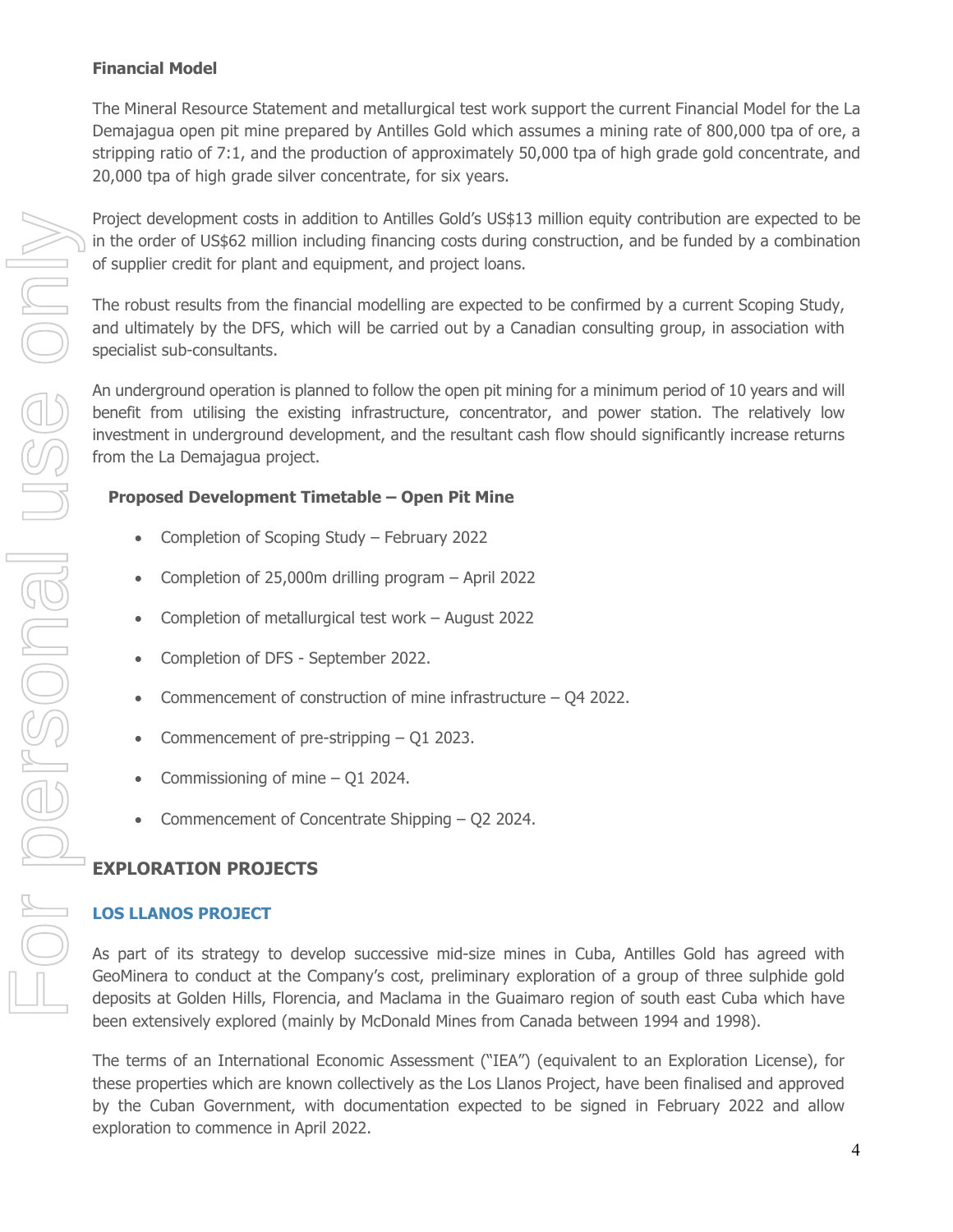**Financial Model**

The Mineral Resource Statement and metallurgical test work support the current Financial Model for the La Demajagua open pit mine prepared by Antilles Gold which assumes a mining rate of 800,000 tpa of ore, a stripping ratio of 7:1, and the production of approximately 50,000 tpa of high grade gold concentrate, and 20,000 tpa of high grade silver concentrate, for six years.

Project development costs in addition to Antilles Gold's US$13 million equity contribution are expected to be in the order of US$62 million including financing costs during construction, and be funded by a combination of supplier credit for plant and equipment, and project loans.

The robust results from the financial modelling are expected to be confirmed by a current Scoping Study, and ultimately by the DFS, which will be carried out by a Canadian consulting group, in association with specialist sub-consultants.

An underground operation is planned to follow the open pit mining for a minimum period of 10 years and will benefit from utilising the existing infrastructure, concentrator, and power station. The relatively low investment in underground development, and the resultant cash flow should significantly increase returns from the La Demajagua project.

**Proposed Development Timetable – Open Pit Mine**

- Completion of Scoping Study – February 2022
- Completion of 25,000m drilling program – April 2022
- Completion of metallurgical test work – August 2022
- Completion of DFS - September 2022.
- Commencement of construction of mine infrastructure – Q4 2022.
- Commencement of pre-stripping – Q1 2023.
- Commissioning of mine – Q1 2024.
- Commencement of Concentrate Shipping – Q2 2024.

## EXPLORATION PROJECTS

### LOS LLANOS PROJECT

As part of its strategy to develop successive mid-size mines in Cuba, Antilles Gold has agreed with GeoMinera to conduct at the Company's cost, preliminary exploration of a group of three sulphide gold deposits at Golden Hills, Florencia, and Maclama in the Guaimaro region of south east Cuba which have been extensively explored (mainly by McDonald Mines from Canada between 1994 and 1998).

The terms of an International Economic Assessment ("IEA") (equivalent to an Exploration License), for these properties which are known collectively as the Los Llanos Project, have been finalised and approved by the Cuban Government, with documentation expected to be signed in February 2022 and allow exploration to commence in April 2022.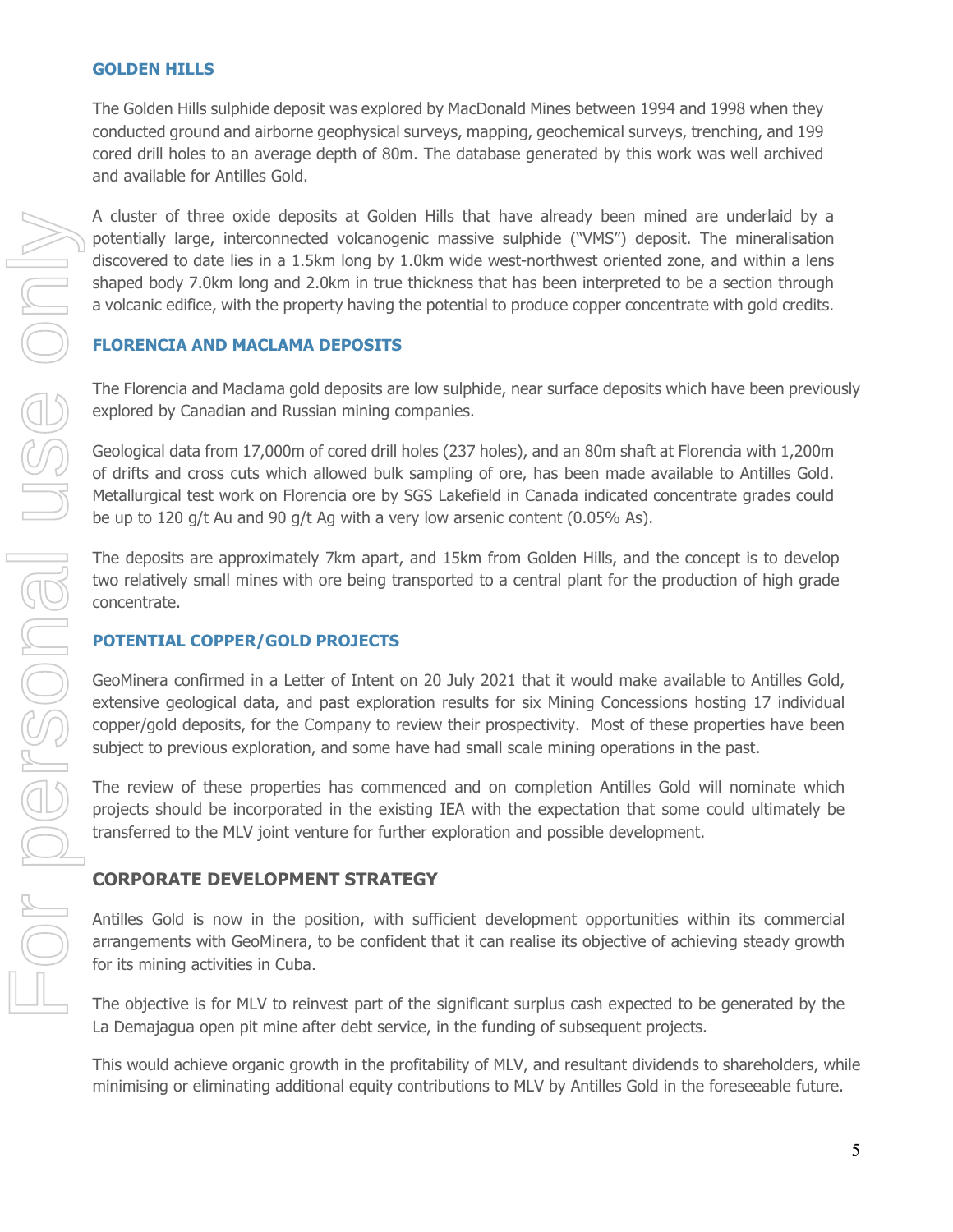## GOLDEN HILLS

The Golden Hills sulphide deposit was explored by MacDonald Mines between 1994 and 1998 when they conducted ground and airborne geophysical surveys, mapping, geochemical surveys, trenching, and 199 cored drill holes to an average depth of 80m. The database generated by this work was well archived and available for Antilles Gold.

A cluster of three oxide deposits at Golden Hills that have already been mined are underlaid by a potentially large, interconnected volcanogenic massive sulphide ("VMS") deposit. The mineralisation discovered to date lies in a 1.5km long by 1.0km wide west-northwest oriented zone, and within a lens shaped body 7.0km long and 2.0km in true thickness that has been interpreted to be a section through a volcanic edifice, with the property having the potential to produce copper concentrate with gold credits.

## FLORENCIA AND MACLAMA DEPOSITS

The Florencia and Maclama gold deposits are low sulphide, near surface deposits which have been previously explored by Canadian and Russian mining companies.

Geological data from 17,000m of cored drill holes (237 holes), and an 80m shaft at Florencia with 1,200m of drifts and cross cuts which allowed bulk sampling of ore, has been made available to Antilles Gold. Metallurgical test work on Florencia ore by SGS Lakefield in Canada indicated concentrate grades could be up to 120 g/t Au and 90 g/t Ag with a very low arsenic content (0.05% As).

The deposits are approximately 7km apart, and 15km from Golden Hills, and the concept is to develop two relatively small mines with ore being transported to a central plant for the production of high grade concentrate.

## POTENTIAL COPPER/GOLD PROJECTS

GeoMinera confirmed in a Letter of Intent on 20 July 2021 that it would make available to Antilles Gold, extensive geological data, and past exploration results for six Mining Concessions hosting 17 individual copper/gold deposits, for the Company to review their prospectivity. Most of these properties have been subject to previous exploration, and some have had small scale mining operations in the past.

The review of these properties has commenced and on completion Antilles Gold will nominate which projects should be incorporated in the existing IEA with the expectation that some could ultimately be transferred to the MLV joint venture for further exploration and possible development.

# CORPORATE DEVELOPMENT STRATEGY

Antilles Gold is now in the position, with sufficient development opportunities within its commercial arrangements with GeoMinera, to be confident that it can realise its objective of achieving steady growth for its mining activities in Cuba.

The objective is for MLV to reinvest part of the significant surplus cash expected to be generated by the La Demajagua open pit mine after debt service, in the funding of subsequent projects.

This would achieve organic growth in the profitability of MLV, and resultant dividends to shareholders, while minimising or eliminating additional equity contributions to MLV by Antilles Gold in the foreseeable future.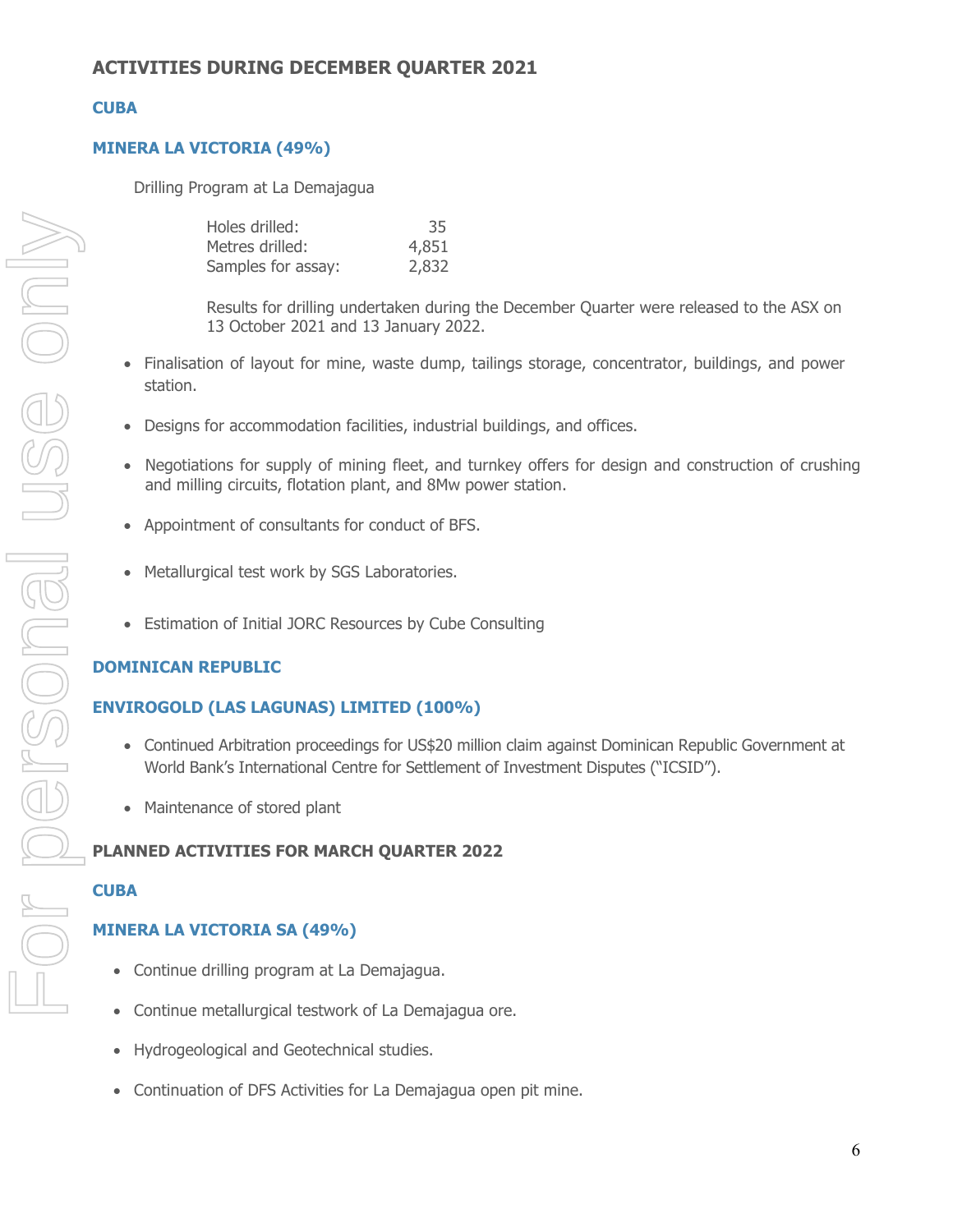## ACTIVITIES DURING DECEMBER QUARTER 2021

### CUBA

### MINERA LA VICTORIA (49%)

Drilling Program at La Demajagua

| | |
|---|---|
| Holes drilled: | 35 |
| Metres drilled: | 4,851 |
| Samples for assay: | 2,832 |

Results for drilling undertaken during the December Quarter were released to the ASX on 13 October 2021 and 13 January 2022.

- Finalisation of layout for mine, waste dump, tailings storage, concentrator, buildings, and power station.
- Designs for accommodation facilities, industrial buildings, and offices.
- Negotiations for supply of mining fleet, and turnkey offers for design and construction of crushing and milling circuits, flotation plant, and 8Mw power station.
- Appointment of consultants for conduct of BFS.
- Metallurgical test work by SGS Laboratories.
- Estimation of Initial JORC Resources by Cube Consulting

### DOMINICAN REPUBLIC

### ENVIROGOLD (LAS LAGUNAS) LIMITED (100%)

- Continued Arbitration proceedings for US$20 million claim against Dominican Republic Government at World Bank's International Centre for Settlement of Investment Disputes ("ICSID").
- Maintenance of stored plant

## PLANNED ACTIVITIES FOR MARCH QUARTER 2022

### CUBA

### MINERA LA VICTORIA SA (49%)

- Continue drilling program at La Demajagua.
- Continue metallurgical testwork of La Demajagua ore.
- Hydrogeological and Geotechnical studies.
- Continuation of DFS Activities for La Demajagua open pit mine.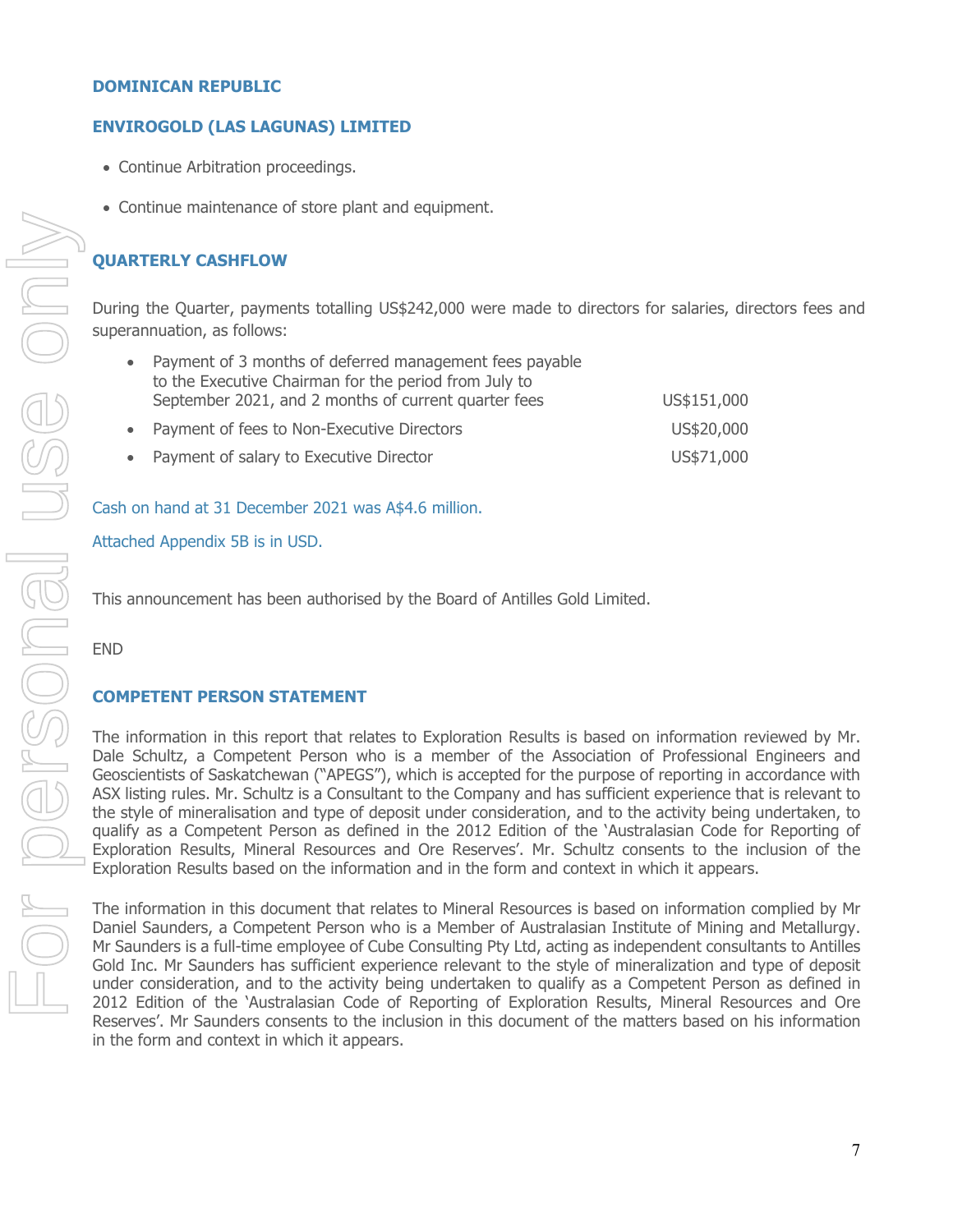## DOMINICAN REPUBLIC

### ENVIROGOLD (LAS LAGUNAS) LIMITED

- Continue Arbitration proceedings.
- Continue maintenance of store plant and equipment.

## QUARTERLY CASHFLOW

During the Quarter, payments totalling US$242,000 were made to directors for salaries, directors fees and superannuation, as follows:

| | |
|---|---|
| • Payment of 3 months of deferred management fees payable to the Executive Chairman for the period from July to September 2021, and 2 months of current quarter fees | US$151,000 |
| • Payment of fees to Non-Executive Directors | US$20,000 |
| • Payment of salary to Executive Director | US$71,000 |

Cash on hand at 31 December 2021 was A$4.6 million.

Attached Appendix 5B is in USD.

This announcement has been authorised by the Board of Antilles Gold Limited.

END

## COMPETENT PERSON STATEMENT

The information in this report that relates to Exploration Results is based on information reviewed by Mr. Dale Schultz, a Competent Person who is a member of the Association of Professional Engineers and Geoscientists of Saskatchewan ("APEGS"), which is accepted for the purpose of reporting in accordance with ASX listing rules. Mr. Schultz is a Consultant to the Company and has sufficient experience that is relevant to the style of mineralisation and type of deposit under consideration, and to the activity being undertaken, to qualify as a Competent Person as defined in the 2012 Edition of the 'Australasian Code for Reporting of Exploration Results, Mineral Resources and Ore Reserves'. Mr. Schultz consents to the inclusion of the Exploration Results based on the information and in the form and context in which it appears.

The information in this document that relates to Mineral Resources is based on information complied by Mr Daniel Saunders, a Competent Person who is a Member of Australasian Institute of Mining and Metallurgy. Mr Saunders is a full-time employee of Cube Consulting Pty Ltd, acting as independent consultants to Antilles Gold Inc. Mr Saunders has sufficient experience relevant to the style of mineralization and type of deposit under consideration, and to the activity being undertaken to qualify as a Competent Person as defined in 2012 Edition of the 'Australasian Code of Reporting of Exploration Results, Mineral Resources and Ore Reserves'. Mr Saunders consents to the inclusion in this document of the matters based on his information in the form and context in which it appears.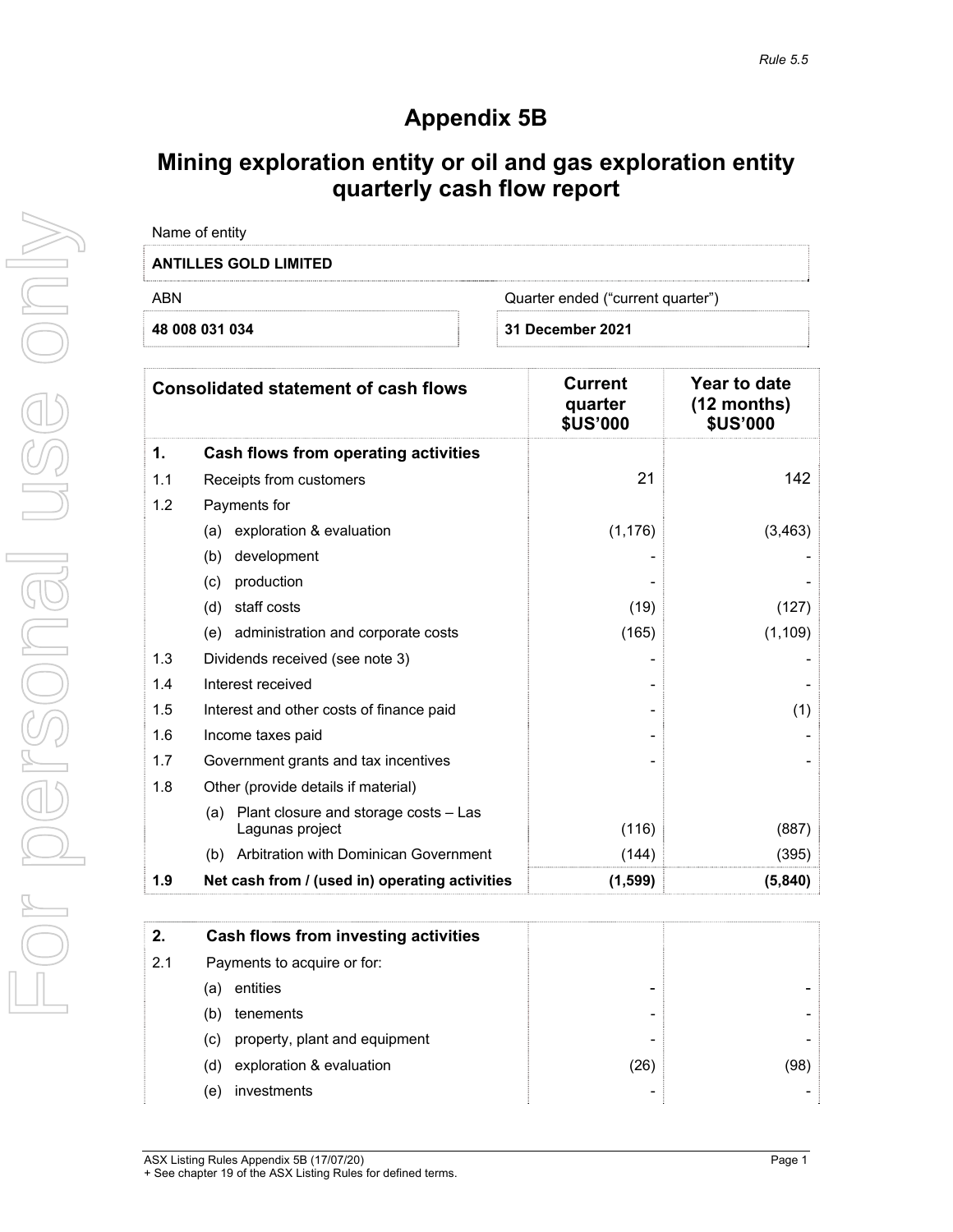# Appendix 5B

# Mining exploration entity or oil and gas exploration entity quarterly cash flow report

Name of entity

**ANTILLES GOLD LIMITED**

| ABN | Quarter ended ("current quarter") |
|---|---|
| **48 008 031 034** | **31 December 2021** |

| | **Consolidated statement of cash flows** | **Current quarter $US'000** | **Year to date (12 months) $US'000** |
|---|---|---|---|
| **1.** | **Cash flows from operating activities** | | |
| 1.1 | Receipts from customers | 21 | 142 |
| 1.2 | Payments for | | |
| | (a) exploration & evaluation | (1,176) | (3,463) |
| | (b) development | - | - |
| | (c) production | - | - |
| | (d) staff costs | (19) | (127) |
| | (e) administration and corporate costs | (165) | (1,109) |
| 1.3 | Dividends received (see note 3) | - | - |
| 1.4 | Interest received | - | - |
| 1.5 | Interest and other costs of finance paid | - | (1) |
| 1.6 | Income taxes paid | - | - |
| 1.7 | Government grants and tax incentives | - | - |
| 1.8 | Other (provide details if material) | | |
| | (a) Plant closure and storage costs – Las Lagunas project | (116) | (887) |
| | (b) Arbitration with Dominican Government | (144) | (395) |
| **1.9** | **Net cash from / (used in) operating activities** | **(1,599)** | **(5,840)** |

| | | | |
|---|---|---|---|
| **2.** | **Cash flows from investing activities** | | |
| 2.1 | Payments to acquire or for: | | |
| | (a) entities | - | - |
| | (b) tenements | - | - |
| | (c) property, plant and equipment | - | - |
| | (d) exploration & evaluation | (26) | (98) |
| | (e) investments | - | - |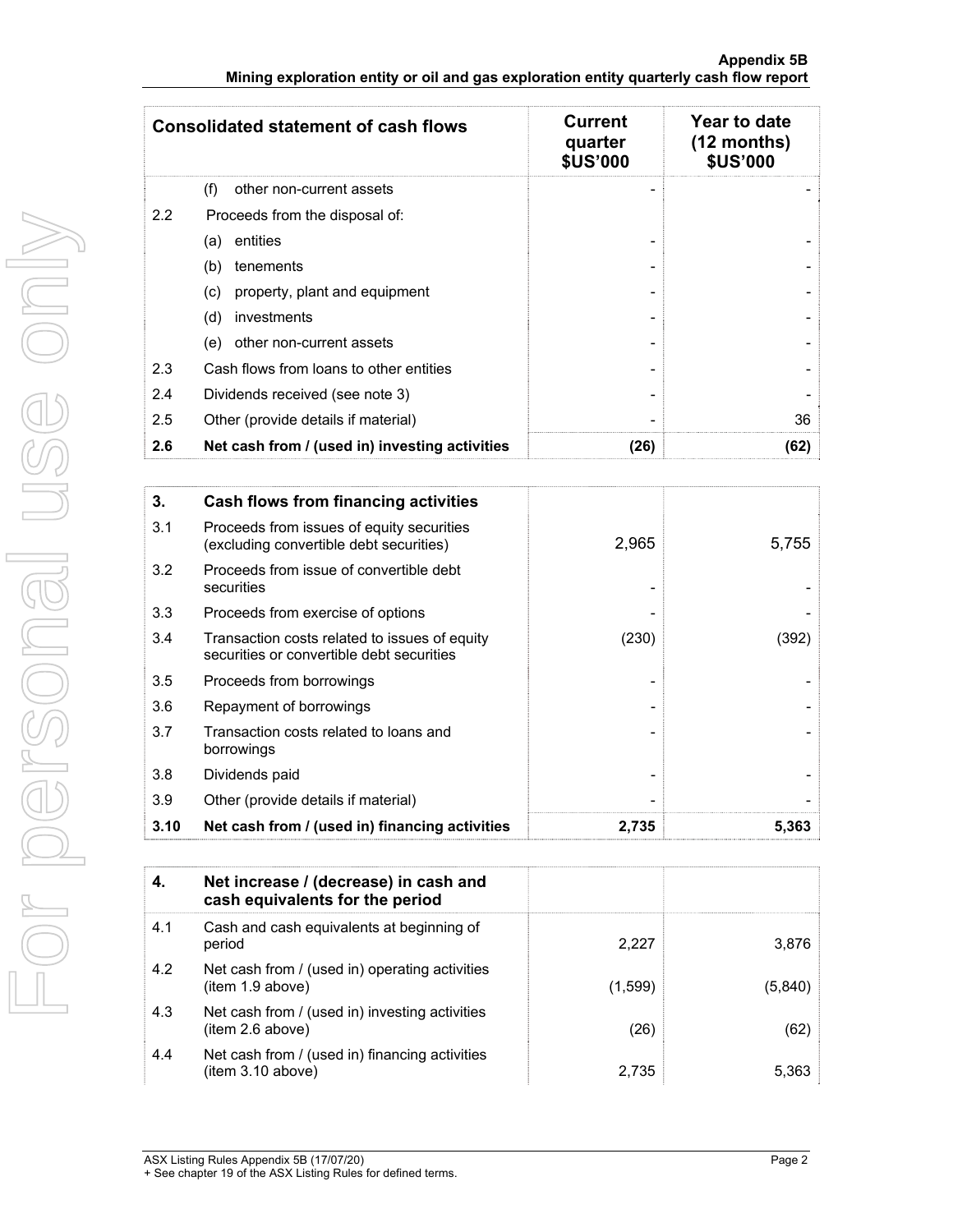| Consolidated statement of cash flows | | Current quarter $US'000 | Year to date (12 months) $US'000 |
|---|---|---|---|
| | (f) other non-current assets | - | - |
| 2.2 | Proceeds from the disposal of: | | |
| | (a) entities | - | - |
| | (b) tenements | - | - |
| | (c) property, plant and equipment | - | - |
| | (d) investments | - | - |
| | (e) other non-current assets | - | - |
| 2.3 | Cash flows from loans to other entities | - | - |
| 2.4 | Dividends received (see note 3) | - | - |
| 2.5 | Other (provide details if material) | - | 36 |
| **2.6** | **Net cash from / (used in) investing activities** | **(26)** | **(62)** |

| | | | |
|---|---|---|---|
| **3.** | **Cash flows from financing activities** | | |
| 3.1 | Proceeds from issues of equity securities (excluding convertible debt securities) | 2,965 | 5,755 |
| 3.2 | Proceeds from issue of convertible debt securities | - | - |
| 3.3 | Proceeds from exercise of options | - | - |
| 3.4 | Transaction costs related to issues of equity securities or convertible debt securities | (230) | (392) |
| 3.5 | Proceeds from borrowings | - | - |
| 3.6 | Repayment of borrowings | - | - |
| 3.7 | Transaction costs related to loans and borrowings | - | - |
| 3.8 | Dividends paid | - | - |
| 3.9 | Other (provide details if material) | - | - |
| **3.10** | **Net cash from / (used in) financing activities** | **2,735** | **5,363** |

| | | | |
|---|---|---|---|
| **4.** | **Net increase / (decrease) in cash and cash equivalents for the period** | | |
| 4.1 | Cash and cash equivalents at beginning of period | 2,227 | 3,876 |
| 4.2 | Net cash from / (used in) operating activities (item 1.9 above) | (1,599) | (5,840) |
| 4.3 | Net cash from / (used in) investing activities (item 2.6 above) | (26) | (62) |
| 4.4 | Net cash from / (used in) financing activities (item 3.10 above) | 2,735 | 5,363 |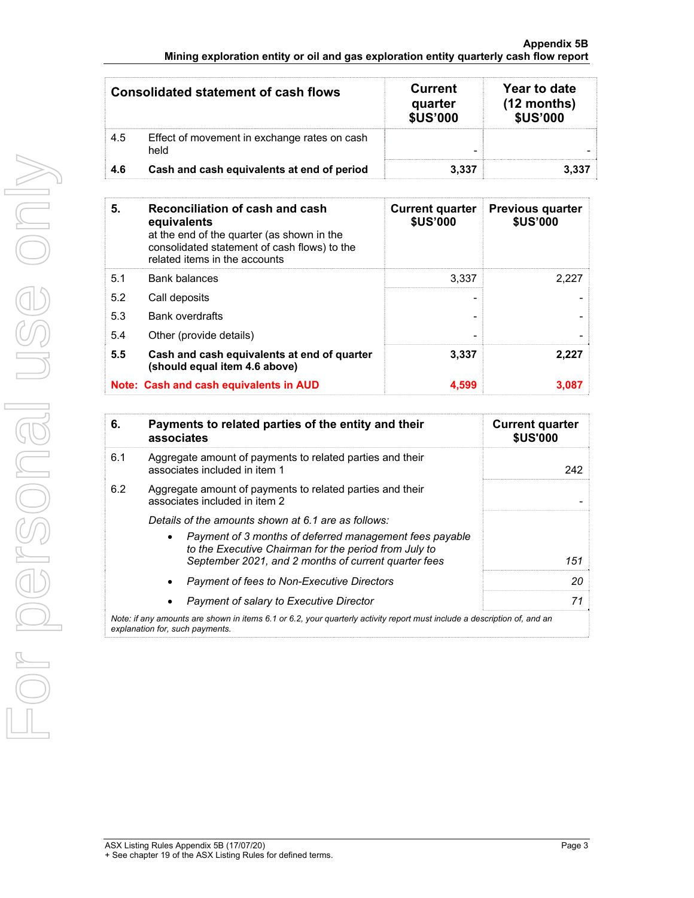| Consolidated statement of cash flows | | Current quarter $US'000 | Year to date (12 months) $US'000 |
|---|---|---|---|
| 4.5 | Effect of movement in exchange rates on cash held | - | - |
| **4.6** | **Cash and cash equivalents at end of period** | **3,337** | **3,337** |

| **5.** | **Reconciliation of cash and cash equivalents** at the end of the quarter (as shown in the consolidated statement of cash flows) to the related items in the accounts | **Current quarter $US'000** | **Previous quarter $US'000** |
|---|---|---|---|
| 5.1 | Bank balances | 3,337 | 2,227 |
| 5.2 | Call deposits | - | - |
| 5.3 | Bank overdrafts | - | - |
| 5.4 | Other (provide details) | - | - |
| **5.5** | **Cash and cash equivalents at end of quarter (should equal item 4.6 above)** | **3,337** | **2,227** |
| **Note:** | **Cash and cash equivalents in AUD** | **4,599** | **3,087** |

| **6.** | **Payments to related parties of the entity and their associates** | **Current quarter $US'000** |
|---|---|---|
| 6.1 | Aggregate amount of payments to related parties and their associates included in item 1 | 242 |
| 6.2 | Aggregate amount of payments to related parties and their associates included in item 2 | - |
| | *Details of the amounts shown at 6.1 are as follows:* | |
| | • *Payment of 3 months of deferred management fees payable to the Executive Chairman for the period from July to September 2021, and 2 months of current quarter fees* | *151* |
| | • *Payment of fees to Non-Executive Directors* | *20* |
| | • *Payment of salary to Executive Director* | *71* |

*Note: if any amounts are shown in items 6.1 or 6.2, your quarterly activity report must include a description of, and an explanation for, such payments.*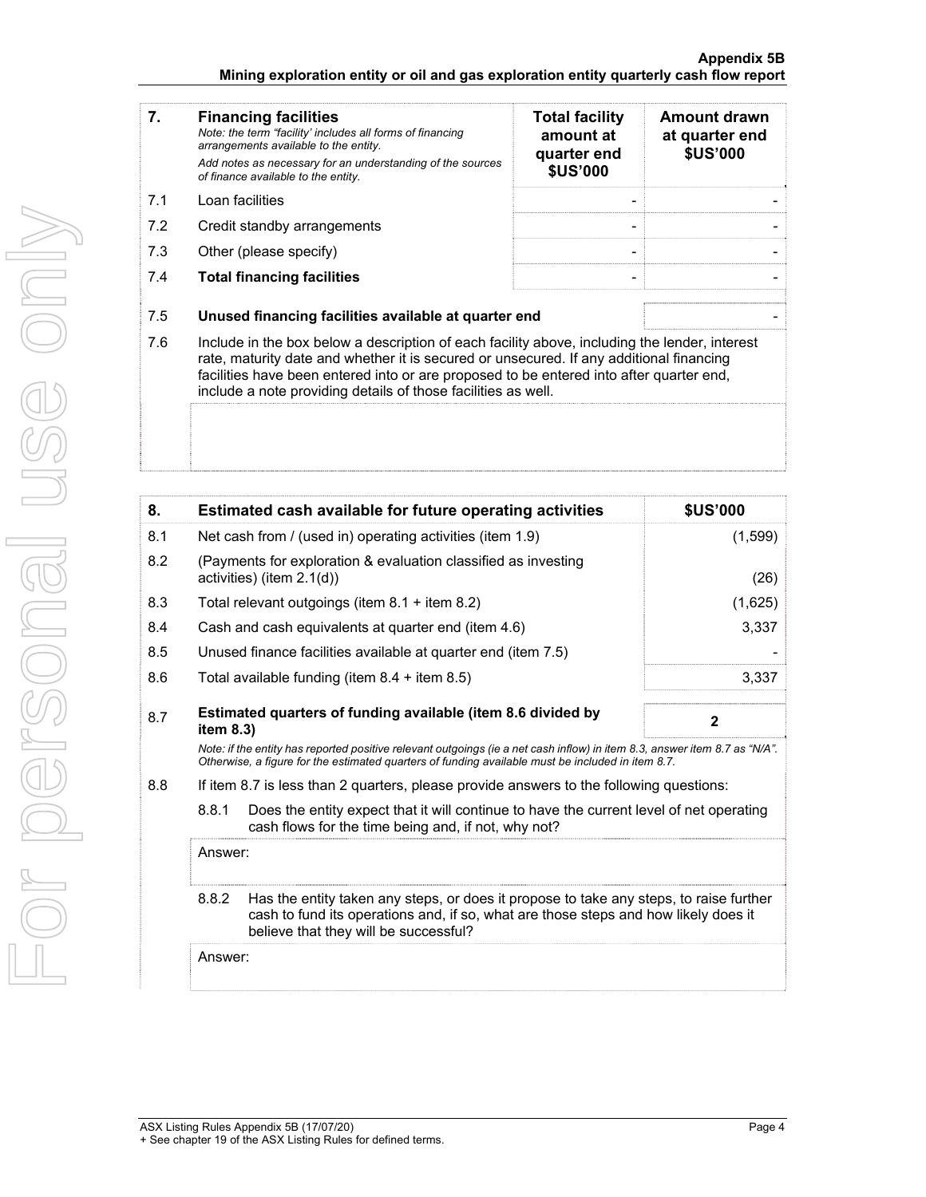| 7. | **Financing facilities**<br>*Note: the term "facility' includes all forms of financing arrangements available to the entity.*<br>*Add notes as necessary for an understanding of the sources of finance available to the entity.* | **Total facility amount at quarter end $US'000** | **Amount drawn at quarter end $US'000** |
|---|---|---|---|
| 7.1 | Loan facilities | - | - |
| 7.2 | Credit standby arrangements | - | - |
| 7.3 | Other (please specify) | - | - |
| 7.4 | **Total financing facilities** | - | - |

| | | |
|---|---|---|
| 7.5 | **Unused financing facilities available at quarter end** | - |

7.6 Include in the box below a description of each facility above, including the lender, interest rate, maturity date and whether it is secured or unsecured. If any additional financing facilities have been entered into or are proposed to be entered into after quarter end, include a note providing details of those facilities as well.

| 8. | **Estimated cash available for future operating activities** | **$US'000** |
|---|---|---|
| 8.1 | Net cash from / (used in) operating activities (item 1.9) | (1,599) |
| 8.2 | (Payments for exploration & evaluation classified as investing activities) (item 2.1(d)) | (26) |
| 8.3 | Total relevant outgoings (item 8.1 + item 8.2) | (1,625) |
| 8.4 | Cash and cash equivalents at quarter end (item 4.6) | 3,337 |
| 8.5 | Unused finance facilities available at quarter end (item 7.5) | - |
| 8.6 | Total available funding (item 8.4 + item 8.5) | 3,337 |
| 8.7 | **Estimated quarters of funding available (item 8.6 divided by item 8.3)** | **2** |

*Note: if the entity has reported positive relevant outgoings (ie a net cash inflow) in item 8.3, answer item 8.7 as "N/A". Otherwise, a figure for the estimated quarters of funding available must be included in item 8.7.*

8.8 If item 8.7 is less than 2 quarters, please provide answers to the following questions:

8.8.1 Does the entity expect that it will continue to have the current level of net operating cash flows for the time being and, if not, why not?

Answer:

8.8.2 Has the entity taken any steps, or does it propose to take any steps, to raise further cash to fund its operations and, if so, what are those steps and how likely does it believe that they will be successful?

Answer:

ASX Listing Rules Appendix 5B (17/07/20)
+ See chapter 19 of the ASX Listing Rules for defined terms.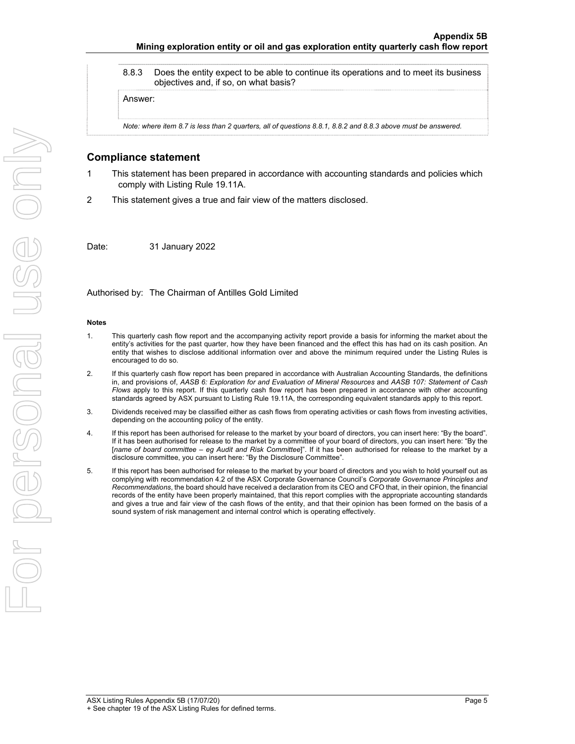| | |
|---|---|
| 8.8.3 | Does the entity expect to be able to continue its operations and to meet its business objectives and, if so, on what basis? |
| Answer: | |

*Note: where item 8.7 is less than 2 quarters, all of questions 8.8.1, 8.8.2 and 8.8.3 above must be answered.*

## Compliance statement

1. This statement has been prepared in accordance with accounting standards and policies which comply with Listing Rule 19.11A.
2. This statement gives a true and fair view of the matters disclosed.

Date: 31 January 2022

Authorised by: The Chairman of Antilles Gold Limited

**Notes**

1. This quarterly cash flow report and the accompanying activity report provide a basis for informing the market about the entity's activities for the past quarter, how they have been financed and the effect this has had on its cash position. An entity that wishes to disclose additional information over and above the minimum required under the Listing Rules is encouraged to do so.
2. If this quarterly cash flow report has been prepared in accordance with Australian Accounting Standards, the definitions in, and provisions of, *AASB 6: Exploration for and Evaluation of Mineral Resources* and *AASB 107: Statement of Cash Flows* apply to this report. If this quarterly cash flow report has been prepared in accordance with other accounting standards agreed by ASX pursuant to Listing Rule 19.11A, the corresponding equivalent standards apply to this report.
3. Dividends received may be classified either as cash flows from operating activities or cash flows from investing activities, depending on the accounting policy of the entity.
4. If this report has been authorised for release to the market by your board of directors, you can insert here: "By the board". If it has been authorised for release to the market by a committee of your board of directors, you can insert here: "By the [*name of board committee – eg Audit and Risk Committee*]". If it has been authorised for release to the market by a disclosure committee, you can insert here: "By the Disclosure Committee".
5. If this report has been authorised for release to the market by your board of directors and you wish to hold yourself out as complying with recommendation 4.2 of the ASX Corporate Governance Council's *Corporate Governance Principles and Recommendations*, the board should have received a declaration from its CEO and CFO that, in their opinion, the financial records of the entity have been properly maintained, that this report complies with the appropriate accounting standards and gives a true and fair view of the cash flows of the entity, and that their opinion has been formed on the basis of a sound system of risk management and internal control which is operating effectively.